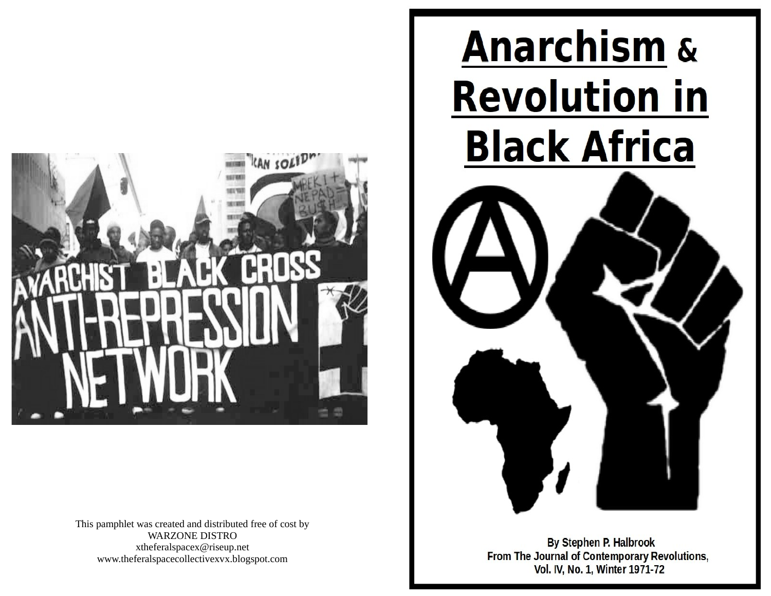# Anarchism & Revolution in Black Africa

By Stephen P. Halbrook
From The Journal of Contemporary Revolutions,
Vol. IV, No. 1, Winter 1971-72

This pamphlet was created and distributed free of cost by
WARZONE DISTRO
xtheferalspacex@riseup.net
www.theferalspacecollectivexvx.blogspot.com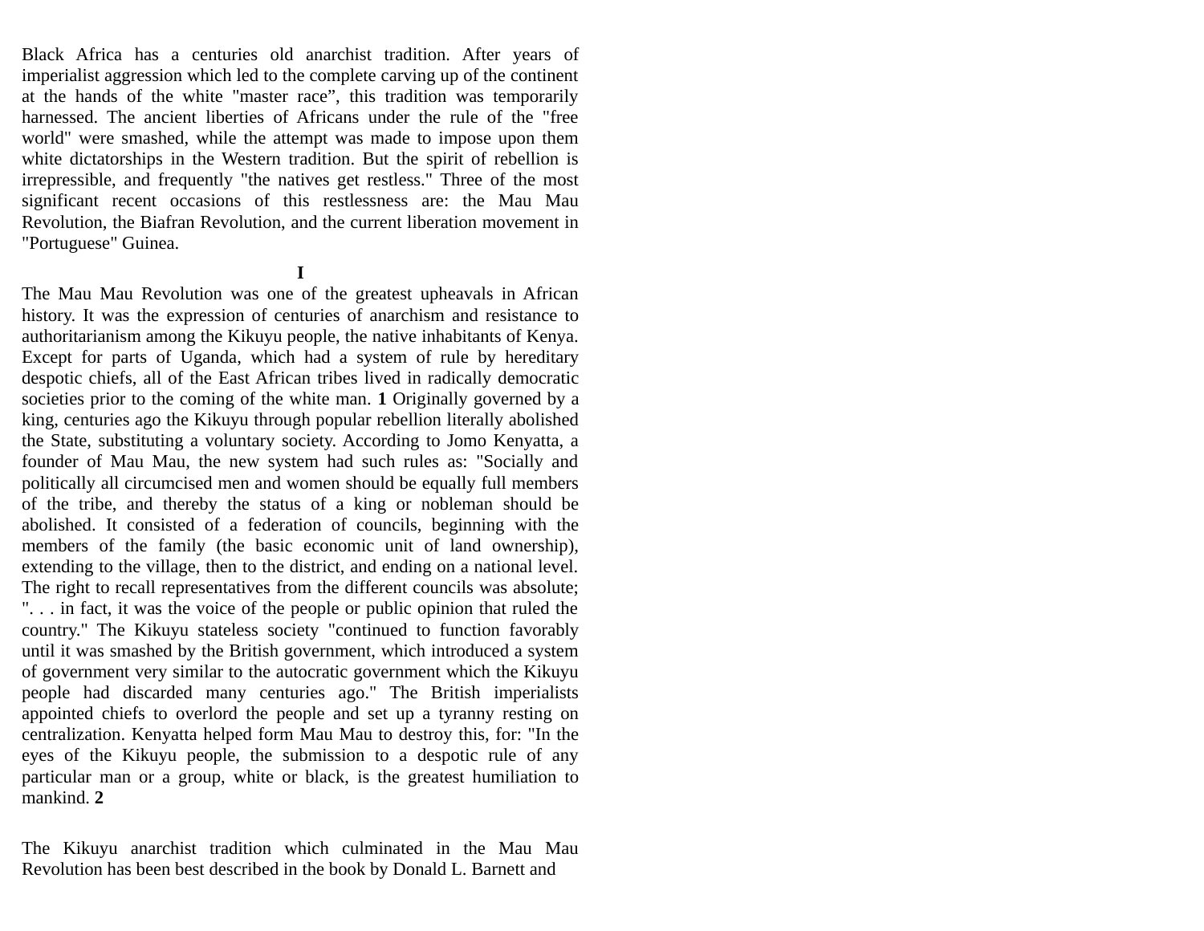Black Africa has a centuries old anarchist tradition. After years of imperialist aggression which led to the complete carving up of the continent at the hands of the white "master race", this tradition was temporarily harnessed. The ancient liberties of Africans under the rule of the "free world" were smashed, while the attempt was made to impose upon them white dictatorships in the Western tradition. But the spirit of rebellion is irrepressible, and frequently "the natives get restless." Three of the most significant recent occasions of this restlessness are: the Mau Mau Revolution, the Biafran Revolution, and the current liberation movement in "Portuguese" Guinea.

## I

The Mau Mau Revolution was one of the greatest upheavals in African history. It was the expression of centuries of anarchism and resistance to authoritarianism among the Kikuyu people, the native inhabitants of Kenya. Except for parts of Uganda, which had a system of rule by hereditary despotic chiefs, all of the East African tribes lived in radically democratic societies prior to the coming of the white man. **1** Originally governed by a king, centuries ago the Kikuyu through popular rebellion literally abolished the State, substituting a voluntary society. According to Jomo Kenyatta, a founder of Mau Mau, the new system had such rules as: "Socially and politically all circumcised men and women should be equally full members of the tribe, and thereby the status of a king or nobleman should be abolished. It consisted of a federation of councils, beginning with the members of the family (the basic economic unit of land ownership), extending to the village, then to the district, and ending on a national level. The right to recall representatives from the different councils was absolute; ". . . in fact, it was the voice of the people or public opinion that ruled the country." The Kikuyu stateless society "continued to function favorably until it was smashed by the British government, which introduced a system of government very similar to the autocratic government which the Kikuyu people had discarded many centuries ago." The British imperialists appointed chiefs to overlord the people and set up a tyranny resting on centralization. Kenyatta helped form Mau Mau to destroy this, for: "In the eyes of the Kikuyu people, the submission to a despotic rule of any particular man or a group, white or black, is the greatest humiliation to mankind. **2**

The Kikuyu anarchist tradition which culminated in the Mau Mau Revolution has been best described in the book by Donald L. Barnett and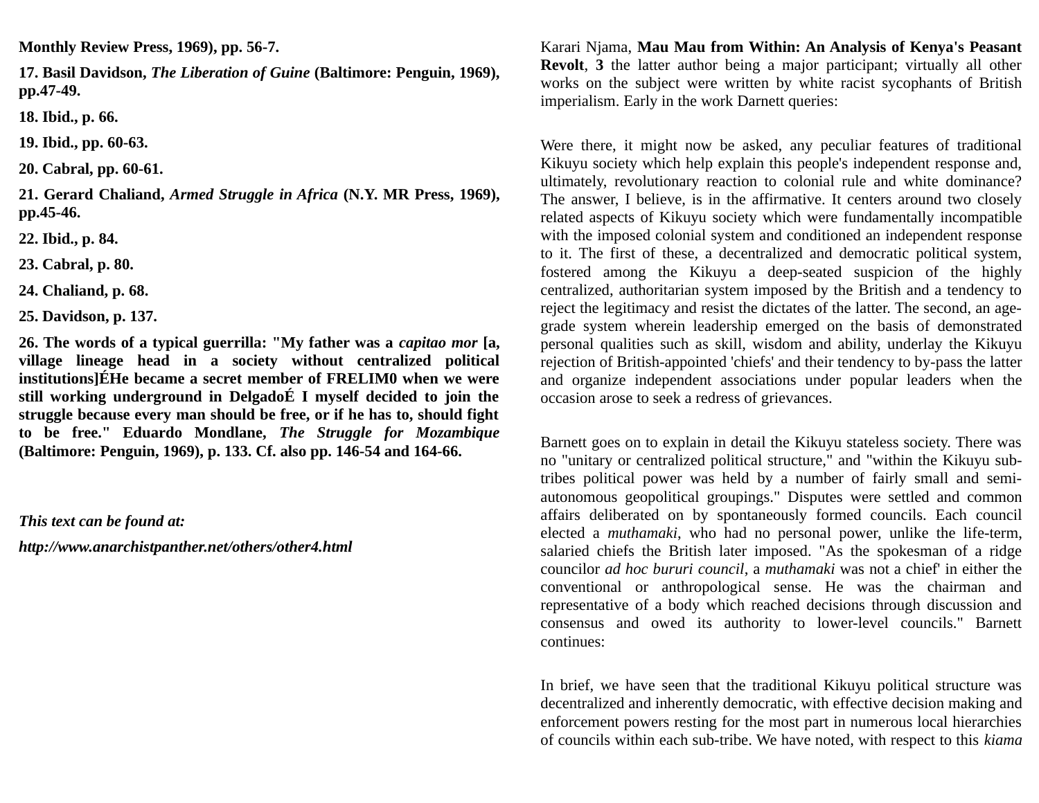**Monthly Review Press, 1969), pp. 56-7.**

**17. Basil Davidson, *The Liberation of Guine* (Baltimore: Penguin, 1969), pp.47-49.**

**18. Ibid., p. 66.**

**19. Ibid., pp. 60-63.**

**20. Cabral, pp. 60-61.**

**21. Gerard Chaliand, *Armed Struggle in Africa* (N.Y. MR Press, 1969), pp.45-46.**

**22. Ibid., p. 84.**

**23. Cabral, p. 80.**

**24. Chaliand, p. 68.**

**25. Davidson, p. 137.**

**26. The words of a typical guerrilla: "My father was a *capitao mor* [a, village lineage head in a society without centralized political institutions]ÉHe became a secret member of FRELIM0 when we were still working underground in DelgadoÉ I myself decided to join the struggle because every man should be free, or if he has to, should fight to be free." Eduardo Mondlane, *The Struggle for Mozambique* (Baltimore: Penguin, 1969), p. 133. Cf. also pp. 146-54 and 164-66.**

***This text can be found at:***

***http://www.anarchistpanther.net/others/other4.html***

Karari Njama, **Mau Mau from Within: An Analysis of Kenya's Peasant Revolt**, **3** the latter author being a major participant; virtually all other works on the subject were written by white racist sycophants of British imperialism. Early in the work Darnett queries:

Were there, it might now be asked, any peculiar features of traditional Kikuyu society which help explain this people's independent response and, ultimately, revolutionary reaction to colonial rule and white dominance? The answer, I believe, is in the affirmative. It centers around two closely related aspects of Kikuyu society which were fundamentally incompatible with the imposed colonial system and conditioned an independent response to it. The first of these, a decentralized and democratic political system, fostered among the Kikuyu a deep-seated suspicion of the highly centralized, authoritarian system imposed by the British and a tendency to reject the legitimacy and resist the dictates of the latter. The second, an age-grade system wherein leadership emerged on the basis of demonstrated personal qualities such as skill, wisdom and ability, underlay the Kikuyu rejection of British-appointed 'chiefs' and their tendency to by-pass the latter and organize independent associations under popular leaders when the occasion arose to seek a redress of grievances.

Barnett goes on to explain in detail the Kikuyu stateless society. There was no "unitary or centralized political structure," and "within the Kikuyu sub-tribes political power was held by a number of fairly small and semi-autonomous geopolitical groupings." Disputes were settled and common affairs deliberated on by spontaneously formed councils. Each council elected a *muthamaki*, who had no personal power, unlike the life-term, salaried chiefs the British later imposed. "As the spokesman of a ridge councilor *ad hoc bururi council*, a *muthamaki* was not a chief' in either the conventional or anthropological sense. He was the chairman and representative of a body which reached decisions through discussion and consensus and owed its authority to lower-level councils." Barnett continues:

In brief, we have seen that the traditional Kikuyu political structure was decentralized and inherently democratic, with effective decision making and enforcement powers resting for the most part in numerous local hierarchies of councils within each sub-tribe. We have noted, with respect to this *kiama*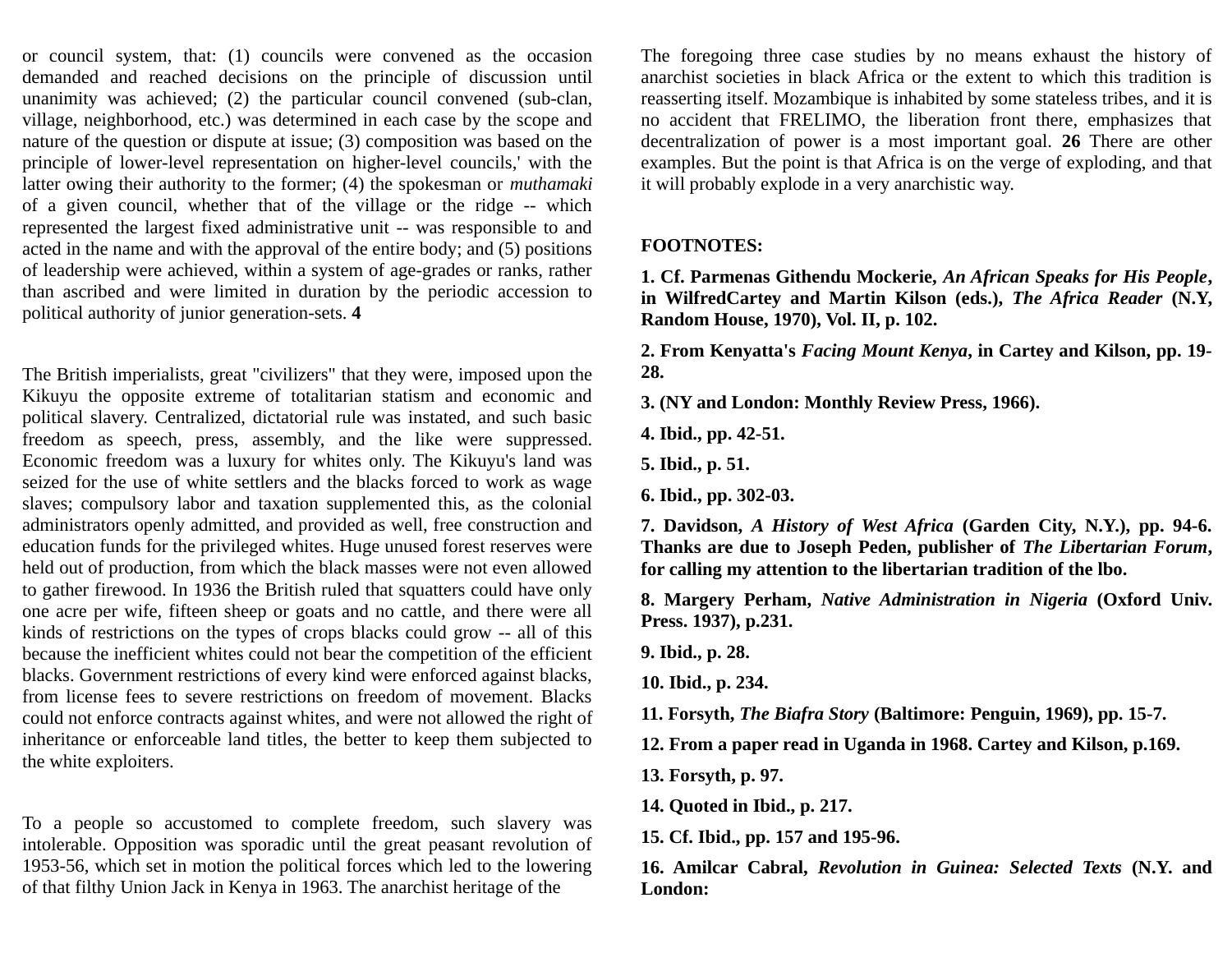or council system, that: (1) councils were convened as the occasion demanded and reached decisions on the principle of discussion until unanimity was achieved; (2) the particular council convened (sub-clan, village, neighborhood, etc.) was determined in each case by the scope and nature of the question or dispute at issue; (3) composition was based on the principle of lower-level representation on higher-level councils,' with the latter owing their authority to the former; (4) the spokesman or *muthamaki* of a given council, whether that of the village or the ridge -- which represented the largest fixed administrative unit -- was responsible to and acted in the name and with the approval of the entire body; and (5) positions of leadership were achieved, within a system of age-grades or ranks, rather than ascribed and were limited in duration by the periodic accession to political authority of junior generation-sets. **4**

The British imperialists, great "civilizers" that they were, imposed upon the Kikuyu the opposite extreme of totalitarian statism and economic and political slavery. Centralized, dictatorial rule was instated, and such basic freedom as speech, press, assembly, and the like were suppressed. Economic freedom was a luxury for whites only. The Kikuyu's land was seized for the use of white settlers and the blacks forced to work as wage slaves; compulsory labor and taxation supplemented this, as the colonial administrators openly admitted, and provided as well, free construction and education funds for the privileged whites. Huge unused forest reserves were held out of production, from which the black masses were not even allowed to gather firewood. In 1936 the British ruled that squatters could have only one acre per wife, fifteen sheep or goats and no cattle, and there were all kinds of restrictions on the types of crops blacks could grow -- all of this because the inefficient whites could not bear the competition of the efficient blacks. Government restrictions of every kind were enforced against blacks, from license fees to severe restrictions on freedom of movement. Blacks could not enforce contracts against whites, and were not allowed the right of inheritance or enforceable land titles, the better to keep them subjected to the white exploiters.

To a people so accustomed to complete freedom, such slavery was intolerable. Opposition was sporadic until the great peasant revolution of 1953-56, which set in motion the political forces which led to the lowering of that filthy Union Jack in Kenya in 1963. The anarchist heritage of the

The foregoing three case studies by no means exhaust the history of anarchist societies in black Africa or the extent to which this tradition is reasserting itself. Mozambique is inhabited by some stateless tribes, and it is no accident that FRELIMO, the liberation front there, emphasizes that decentralization of power is a most important goal. **26** There are other examples. But the point is that Africa is on the verge of exploding, and that it will probably explode in a very anarchistic way.

**FOOTNOTES:**

**1. Cf. Parmenas Githendu Mockerie, *An African Speaks for His People*, in WilfredCartey and Martin Kilson (eds.), *The Africa Reader* (N.Y, Random House, 1970), Vol. II, p. 102.**

**2. From Kenyatta's *Facing Mount Kenya*, in Cartey and Kilson, pp. 19-28.**

**3. (NY and London: Monthly Review Press, 1966).**

**4. Ibid., pp. 42-51.**

**5. Ibid., p. 51.**

**6. Ibid., pp. 302-03.**

**7. Davidson, *A History of West Africa* (Garden City, N.Y.), pp. 94-6. Thanks are due to Joseph Peden, publisher of *The Libertarian Forum*, for calling my attention to the libertarian tradition of the lbo.**

**8. Margery Perham, *Native Administration in Nigeria* (Oxford Univ. Press. 1937), p.231.**

**9. Ibid., p. 28.**

**10. Ibid., p. 234.**

**11. Forsyth, *The Biafra Story* (Baltimore: Penguin, 1969), pp. 15-7.**

**12. From a paper read in Uganda in 1968. Cartey and Kilson, p.169.**

**13. Forsyth, p. 97.**

**14. Quoted in Ibid., p. 217.**

**15. Cf. Ibid., pp. 157 and 195-96.**

**16. Amilcar Cabral, *Revolution in Guinea: Selected Texts* (N.Y. and London:**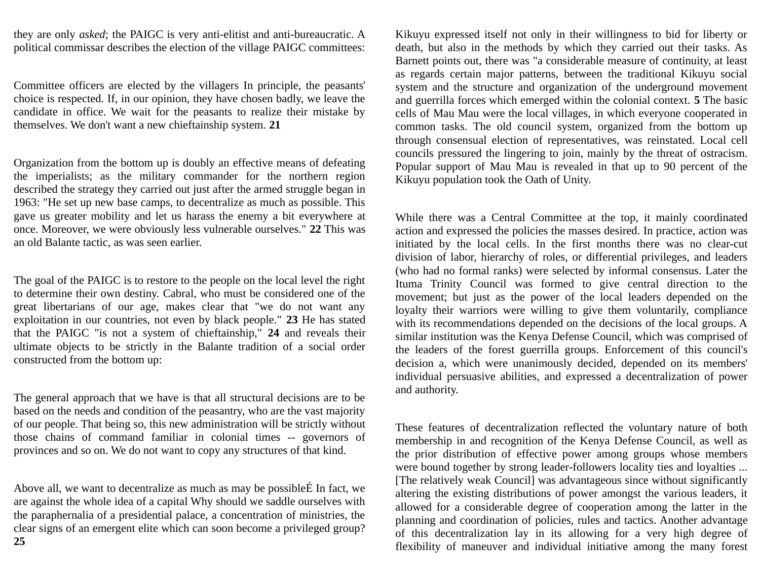they are only *asked*; the PAIGC is very anti-elitist and anti-bureaucratic. A political commissar describes the election of the village PAIGC committees:

Committee officers are elected by the villagers In principle, the peasants' choice is respected. If, in our opinion, they have chosen badly, we leave the candidate in office. We wait for the peasants to realize their mistake by themselves. We don't want a new chieftainship system. **21**

Organization from the bottom up is doubly an effective means of defeating the imperialists; as the military commander for the northern region described the strategy they carried out just after the armed struggle began in 1963: "He set up new base camps, to decentralize as much as possible. This gave us greater mobility and let us harass the enemy a bit everywhere at once. Moreover, we were obviously less vulnerable ourselves." **22** This was an old Balante tactic, as was seen earlier.

The goal of the PAIGC is to restore to the people on the local level the right to determine their own destiny. Cabral, who must be considered one of the great libertarians of our age, makes clear that "we do not want any exploitation in our countries, not even by black people." **23** He has stated that the PAIGC "is not a system of chieftainship," **24** and reveals their ultimate objects to be strictly in the Balante tradition of a social order constructed from the bottom up:

The general approach that we have is that all structural decisions are to be based on the needs and condition of the peasantry, who are the vast majority of our people. That being so, this new administration will be strictly without those chains of command familiar in colonial times -- governors of provinces and so on. We do not want to copy any structures of that kind.

Above all, we want to decentralize as much as may be possibleÉ In fact, we are against the whole idea of a capital Why should we saddle ourselves with the paraphernalia of a presidential palace, a concentration of ministries, the clear signs of an emergent elite which can soon become a privileged group? **25**

Kikuyu expressed itself not only in their willingness to bid for liberty or death, but also in the methods by which they carried out their tasks. As Barnett points out, there was "a considerable measure of continuity, at least as regards certain major patterns, between the traditional Kikuyu social system and the structure and organization of the underground movement and guerrilla forces which emerged within the colonial context. **5** The basic cells of Mau Mau were the local villages, in which everyone cooperated in common tasks. The old council system, organized from the bottom up through consensual election of representatives, was reinstated. Local cell councils pressured the lingering to join, mainly by the threat of ostracism. Popular support of Mau Mau is revealed in that up to 90 percent of the Kikuyu population took the Oath of Unity.

While there was a Central Committee at the top, it mainly coordinated action and expressed the policies the masses desired. In practice, action was initiated by the local cells. In the first months there was no clear-cut division of labor, hierarchy of roles, or differential privileges, and leaders (who had no formal ranks) were selected by informal consensus. Later the Ituma Trinity Council was formed to give central direction to the movement; but just as the power of the local leaders depended on the loyalty their warriors were willing to give them voluntarily, compliance with its recommendations depended on the decisions of the local groups. A similar institution was the Kenya Defense Council, which was comprised of the leaders of the forest guerrilla groups. Enforcement of this council's decision a, which were unanimously decided, depended on its members' individual persuasive abilities, and expressed a decentralization of power and authority.

These features of decentralization reflected the voluntary nature of both membership in and recognition of the Kenya Defense Council, as well as the prior distribution of effective power among groups whose members were bound together by strong leader-followers locality ties and loyalties ... [The relatively weak Council] was advantageous since without significantly altering the existing distributions of power amongst the various leaders, it allowed for a considerable degree of cooperation among the latter in the planning and coordination of policies, rules and tactics. Another advantage of this decentralization lay in its allowing for a very high degree of flexibility of maneuver and individual initiative among the many forest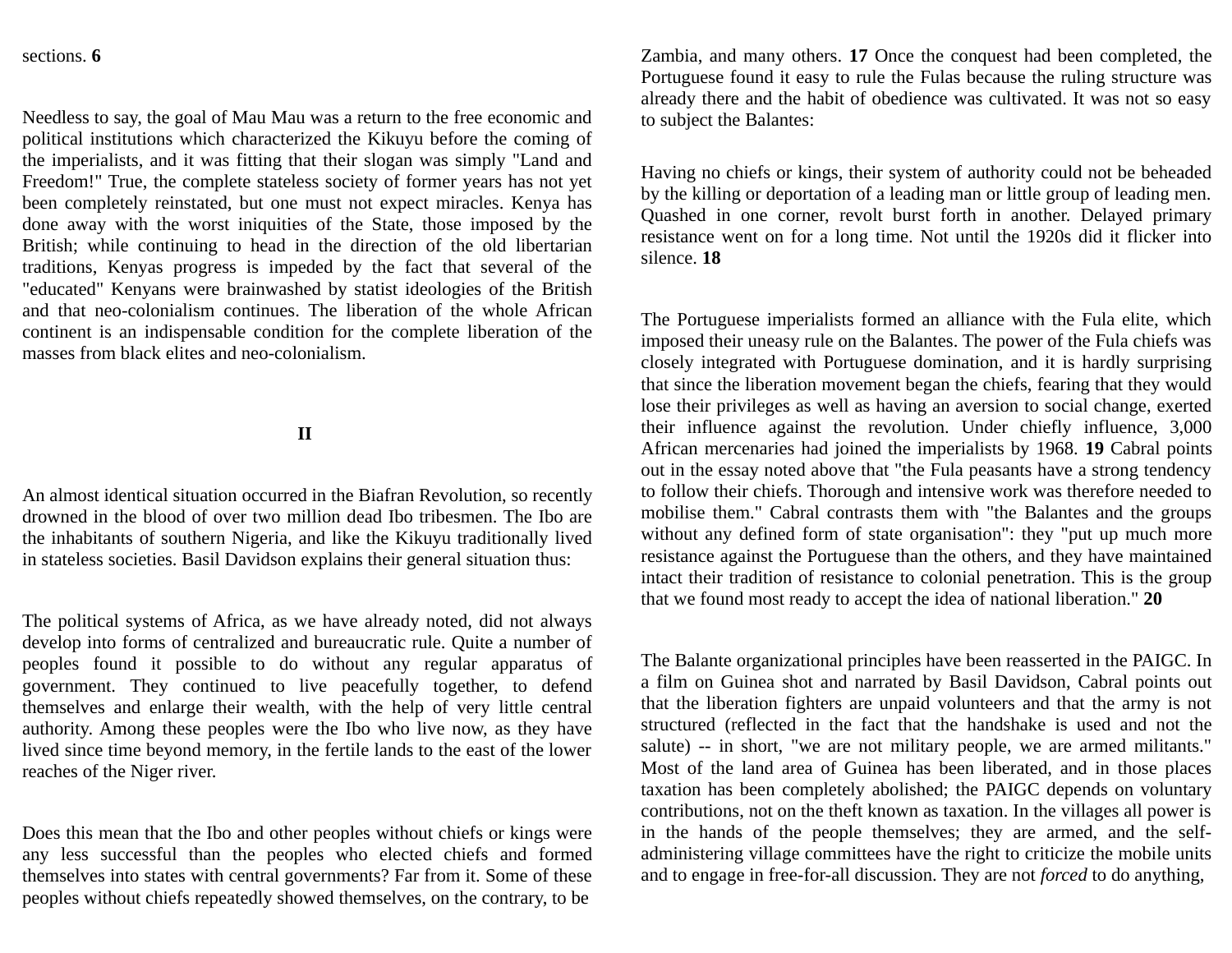sections. **6**

Needless to say, the goal of Mau Mau was a return to the free economic and political institutions which characterized the Kikuyu before the coming of the imperialists, and it was fitting that their slogan was simply "Land and Freedom!" True, the complete stateless society of former years has not yet been completely reinstated, but one must not expect miracles. Kenya has done away with the worst iniquities of the State, those imposed by the British; while continuing to head in the direction of the old libertarian traditions, Kenyas progress is impeded by the fact that several of the "educated" Kenyans were brainwashed by statist ideologies of the British and that neo-colonialism continues. The liberation of the whole African continent is an indispensable condition for the complete liberation of the masses from black elites and neo-colonialism.

## II

An almost identical situation occurred in the Biafran Revolution, so recently drowned in the blood of over two million dead Ibo tribesmen. The Ibo are the inhabitants of southern Nigeria, and like the Kikuyu traditionally lived in stateless societies. Basil Davidson explains their general situation thus:

The political systems of Africa, as we have already noted, did not always develop into forms of centralized and bureaucratic rule. Quite a number of peoples found it possible to do without any regular apparatus of government. They continued to live peacefully together, to defend themselves and enlarge their wealth, with the help of very little central authority. Among these peoples were the Ibo who live now, as they have lived since time beyond memory, in the fertile lands to the east of the lower reaches of the Niger river.

Does this mean that the Ibo and other peoples without chiefs or kings were any less successful than the peoples who elected chiefs and formed themselves into states with central governments? Far from it. Some of these peoples without chiefs repeatedly showed themselves, on the contrary, to be

Zambia, and many others. **17** Once the conquest had been completed, the Portuguese found it easy to rule the Fulas because the ruling structure was already there and the habit of obedience was cultivated. It was not so easy to subject the Balantes:

Having no chiefs or kings, their system of authority could not be beheaded by the killing or deportation of a leading man or little group of leading men. Quashed in one corner, revolt burst forth in another. Delayed primary resistance went on for a long time. Not until the 1920s did it flicker into silence. **18**

The Portuguese imperialists formed an alliance with the Fula elite, which imposed their uneasy rule on the Balantes. The power of the Fula chiefs was closely integrated with Portuguese domination, and it is hardly surprising that since the liberation movement began the chiefs, fearing that they would lose their privileges as well as having an aversion to social change, exerted their influence against the revolution. Under chiefly influence, 3,000 African mercenaries had joined the imperialists by 1968. **19** Cabral points out in the essay noted above that "the Fula peasants have a strong tendency to follow their chiefs. Thorough and intensive work was therefore needed to mobilise them." Cabral contrasts them with "the Balantes and the groups without any defined form of state organisation": they "put up much more resistance against the Portuguese than the others, and they have maintained intact their tradition of resistance to colonial penetration. This is the group that we found most ready to accept the idea of national liberation." **20**

The Balante organizational principles have been reasserted in the PAIGC. In a film on Guinea shot and narrated by Basil Davidson, Cabral points out that the liberation fighters are unpaid volunteers and that the army is not structured (reflected in the fact that the handshake is used and not the salute) -- in short, "we are not military people, we are armed militants." Most of the land area of Guinea has been liberated, and in those places taxation has been completely abolished; the PAIGC depends on voluntary contributions, not on the theft known as taxation. In the villages all power is in the hands of the people themselves; they are armed, and the self-administering village committees have the right to criticize the mobile units and to engage in free-for-all discussion. They are not *forced* to do anything,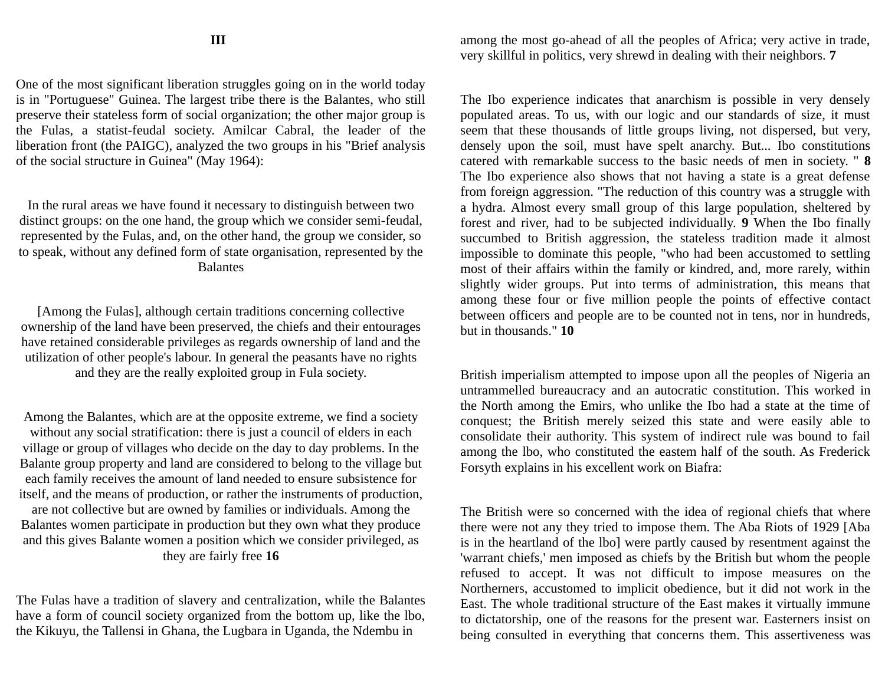### III

One of the most significant liberation struggles going on in the world today is in "Portuguese" Guinea. The largest tribe there is the Balantes, who still preserve their stateless form of social organization; the other major group is the Fulas, a statist-feudal society. Amilcar Cabral, the leader of the liberation front (the PAIGC), analyzed the two groups in his "Brief analysis of the social structure in Guinea" (May 1964):

> In the rural areas we have found it necessary to distinguish between two distinct groups: on the one hand, the group which we consider semi-feudal, represented by the Fulas, and, on the other hand, the group we consider, so to speak, without any defined form of state organisation, represented by the Balantes
>
> [Among the Fulas], although certain traditions concerning collective ownership of the land have been preserved, the chiefs and their entourages have retained considerable privileges as regards ownership of land and the utilization of other people's labour. In general the peasants have no rights and they are the really exploited group in Fula society.
>
> Among the Balantes, which are at the opposite extreme, we find a society without any social stratification: there is just a council of elders in each village or group of villages who decide on the day to day problems. In the Balante group property and land are considered to belong to the village but each family receives the amount of land needed to ensure subsistence for itself, and the means of production, or rather the instruments of production, are not collective but are owned by families or individuals. Among the Balantes women participate in production but they own what they produce and this gives Balante women a position which we consider privileged, as they are fairly free **16**

The Fulas have a tradition of slavery and centralization, while the Balantes have a form of council society organized from the bottom up, like the lbo, the Kikuyu, the Tallensi in Ghana, the Lugbara in Uganda, the Ndembu in among the most go-ahead of all the peoples of Africa; very active in trade, very skillful in politics, very shrewd in dealing with their neighbors. **7**

The Ibo experience indicates that anarchism is possible in very densely populated areas. To us, with our logic and our standards of size, it must seem that these thousands of little groups living, not dispersed, but very, densely upon the soil, must have spelt anarchy. But... Ibo constitutions catered with remarkable success to the basic needs of men in society. " **8** The Ibo experience also shows that not having a state is a great defense from foreign aggression. "The reduction of this country was a struggle with a hydra. Almost every small group of this large population, sheltered by forest and river, had to be subjected individually. **9** When the Ibo finally succumbed to British aggression, the stateless tradition made it almost impossible to dominate this people, "who had been accustomed to settling most of their affairs within the family or kindred, and, more rarely, within slightly wider groups. Put into terms of administration, this means that among these four or five million people the points of effective contact between officers and people are to be counted not in tens, nor in hundreds, but in thousands." **10**

British imperialism attempted to impose upon all the peoples of Nigeria an untrammelled bureaucracy and an autocratic constitution. This worked in the North among the Emirs, who unlike the Ibo had a state at the time of conquest; the British merely seized this state and were easily able to consolidate their authority. This system of indirect rule was bound to fail among the lbo, who constituted the eastem half of the south. As Frederick Forsyth explains in his excellent work on Biafra:

> The British were so concerned with the idea of regional chiefs that where there were not any they tried to impose them. The Aba Riots of 1929 [Aba is in the heartland of the lbo] were partly caused by resentment against the 'warrant chiefs,' men imposed as chiefs by the British but whom the people refused to accept. It was not difficult to impose measures on the Northerners, accustomed to implicit obedience, but it did not work in the East. The whole traditional structure of the East makes it virtually immune to dictatorship, one of the reasons for the present war. Easterners insist on being consulted in everything that concerns them. This assertiveness was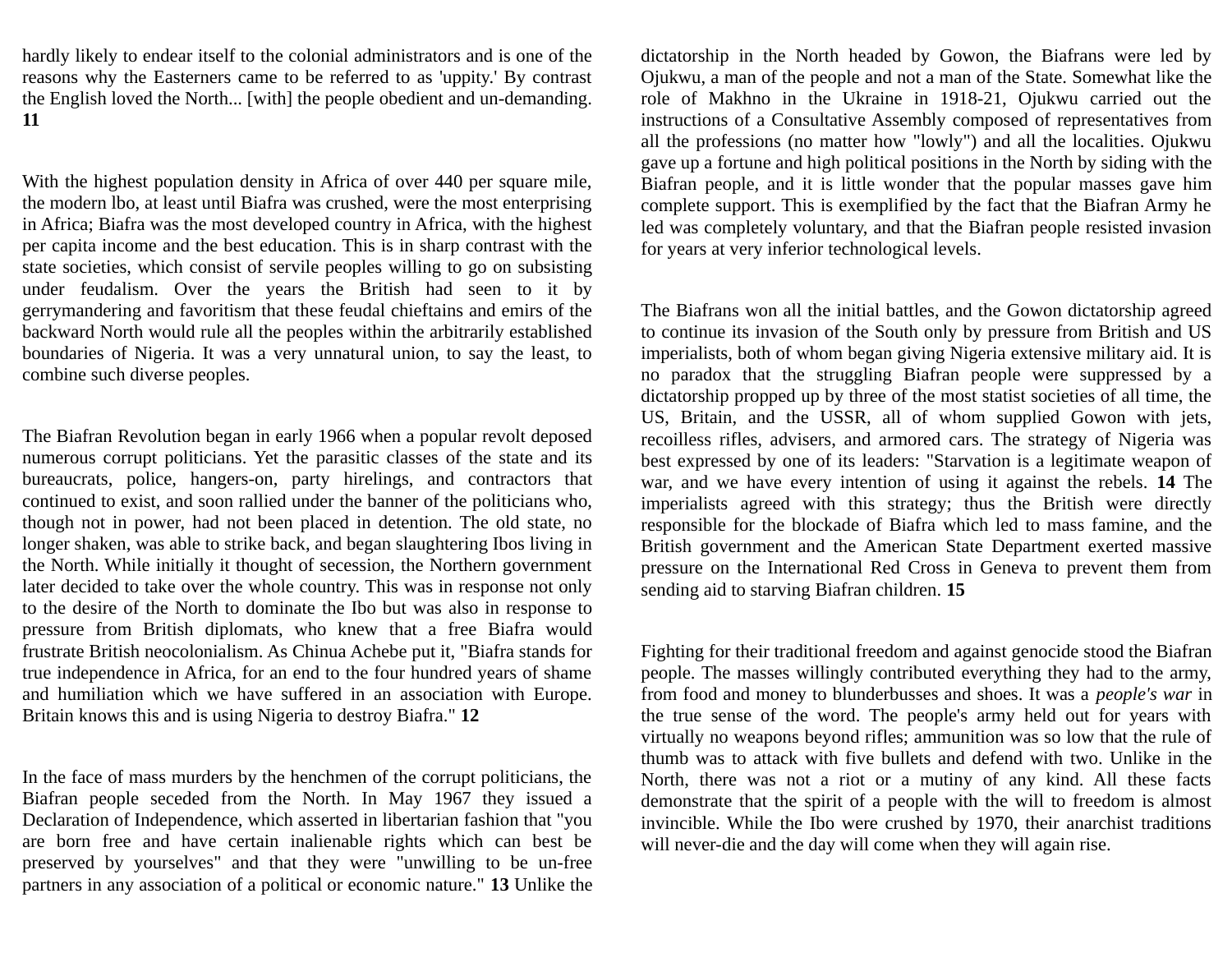hardly likely to endear itself to the colonial administrators and is one of the reasons why the Easterners came to be referred to as 'uppity.' By contrast the English loved the North... [with] the people obedient and un-demanding. **11**

With the highest population density in Africa of over 440 per square mile, the modern lbo, at least until Biafra was crushed, were the most enterprising in Africa; Biafra was the most developed country in Africa, with the highest per capita income and the best education. This is in sharp contrast with the state societies, which consist of servile peoples willing to go on subsisting under feudalism. Over the years the British had seen to it by gerrymandering and favoritism that these feudal chieftains and emirs of the backward North would rule all the peoples within the arbitrarily established boundaries of Nigeria. It was a very unnatural union, to say the least, to combine such diverse peoples.

The Biafran Revolution began in early 1966 when a popular revolt deposed numerous corrupt politicians. Yet the parasitic classes of the state and its bureaucrats, police, hangers-on, party hirelings, and contractors that continued to exist, and soon rallied under the banner of the politicians who, though not in power, had not been placed in detention. The old state, no longer shaken, was able to strike back, and began slaughtering Ibos living in the North. While initially it thought of secession, the Northern government later decided to take over the whole country. This was in response not only to the desire of the North to dominate the Ibo but was also in response to pressure from British diplomats, who knew that a free Biafra would frustrate British neocolonialism. As Chinua Achebe put it, "Biafra stands for true independence in Africa, for an end to the four hundred years of shame and humiliation which we have suffered in an association with Europe. Britain knows this and is using Nigeria to destroy Biafra." **12**

In the face of mass murders by the henchmen of the corrupt politicians, the Biafran people seceded from the North. In May 1967 they issued a Declaration of Independence, which asserted in libertarian fashion that "you are born free and have certain inalienable rights which can best be preserved by yourselves" and that they were "unwilling to be un-free partners in any association of a political or economic nature." **13** Unlike the dictatorship in the North headed by Gowon, the Biafrans were led by Ojukwu, a man of the people and not a man of the State. Somewhat like the role of Makhno in the Ukraine in 1918-21, Ojukwu carried out the instructions of a Consultative Assembly composed of representatives from all the professions (no matter how "lowly") and all the localities. Ojukwu gave up a fortune and high political positions in the North by siding with the Biafran people, and it is little wonder that the popular masses gave him complete support. This is exemplified by the fact that the Biafran Army he led was completely voluntary, and that the Biafran people resisted invasion for years at very inferior technological levels.

The Biafrans won all the initial battles, and the Gowon dictatorship agreed to continue its invasion of the South only by pressure from British and US imperialists, both of whom began giving Nigeria extensive military aid. It is no paradox that the struggling Biafran people were suppressed by a dictatorship propped up by three of the most statist societies of all time, the US, Britain, and the USSR, all of whom supplied Gowon with jets, recoilless rifles, advisers, and armored cars. The strategy of Nigeria was best expressed by one of its leaders: "Starvation is a legitimate weapon of war, and we have every intention of using it against the rebels. **14** The imperialists agreed with this strategy; thus the British were directly responsible for the blockade of Biafra which led to mass famine, and the British government and the American State Department exerted massive pressure on the International Red Cross in Geneva to prevent them from sending aid to starving Biafran children. **15**

Fighting for their traditional freedom and against genocide stood the Biafran people. The masses willingly contributed everything they had to the army, from food and money to blunderbusses and shoes. It was a *people's war* in the true sense of the word. The people's army held out for years with virtually no weapons beyond rifles; ammunition was so low that the rule of thumb was to attack with five bullets and defend with two. Unlike in the North, there was not a riot or a mutiny of any kind. All these facts demonstrate that the spirit of a people with the will to freedom is almost invincible. While the Ibo were crushed by 1970, their anarchist traditions will never-die and the day will come when they will again rise.